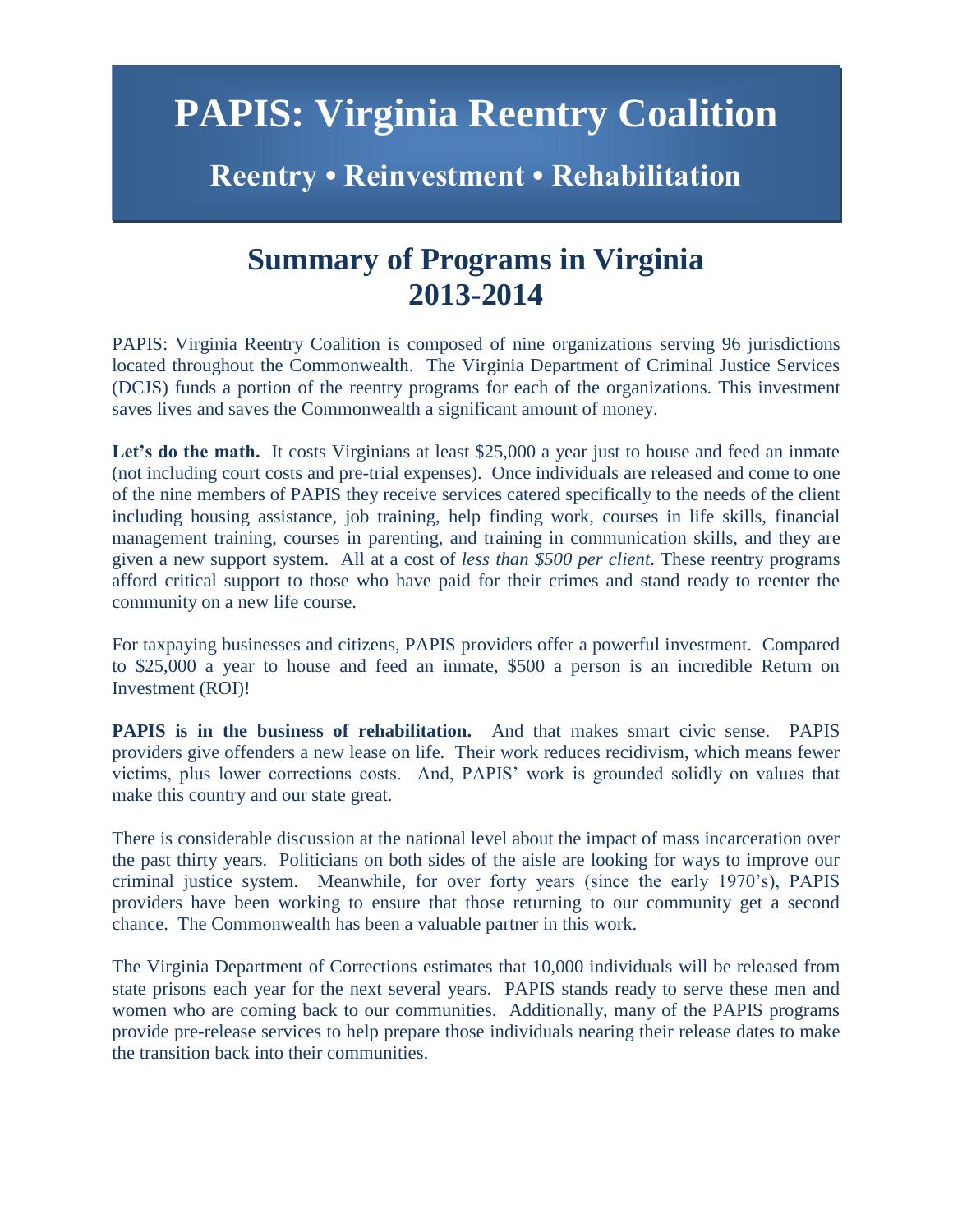# PAPIS: Virginia Reentry Coalition

## Reentry • Reinvestment • Rehabilitation

## Summary of Programs in Virginia 2013-2014

PAPIS: Virginia Reentry Coalition is composed of nine organizations serving 96 jurisdictions located throughout the Commonwealth. The Virginia Department of Criminal Justice Services (DCJS) funds a portion of the reentry programs for each of the organizations. This investment saves lives and saves the Commonwealth a significant amount of money.

**Let's do the math.** It costs Virginians at least $25,000 a year just to house and feed an inmate (not including court costs and pre-trial expenses). Once individuals are released and come to one of the nine members of PAPIS they receive services catered specifically to the needs of the client including housing assistance, job training, help finding work, courses in life skills, financial management training, courses in parenting, and training in communication skills, and they are given a new support system. All at a cost of *less than $500 per client*. These reentry programs afford critical support to those who have paid for their crimes and stand ready to reenter the community on a new life course.

For taxpaying businesses and citizens, PAPIS providers offer a powerful investment. Compared to $25,000 a year to house and feed an inmate, $500 a person is an incredible Return on Investment (ROI)!

**PAPIS is in the business of rehabilitation.** And that makes smart civic sense. PAPIS providers give offenders a new lease on life. Their work reduces recidivism, which means fewer victims, plus lower corrections costs. And, PAPIS' work is grounded solidly on values that make this country and our state great.

There is considerable discussion at the national level about the impact of mass incarceration over the past thirty years. Politicians on both sides of the aisle are looking for ways to improve our criminal justice system. Meanwhile, for over forty years (since the early 1970's), PAPIS providers have been working to ensure that those returning to our community get a second chance. The Commonwealth has been a valuable partner in this work.

The Virginia Department of Corrections estimates that 10,000 individuals will be released from state prisons each year for the next several years. PAPIS stands ready to serve these men and women who are coming back to our communities. Additionally, many of the PAPIS programs provide pre-release services to help prepare those individuals nearing their release dates to make the transition back into their communities.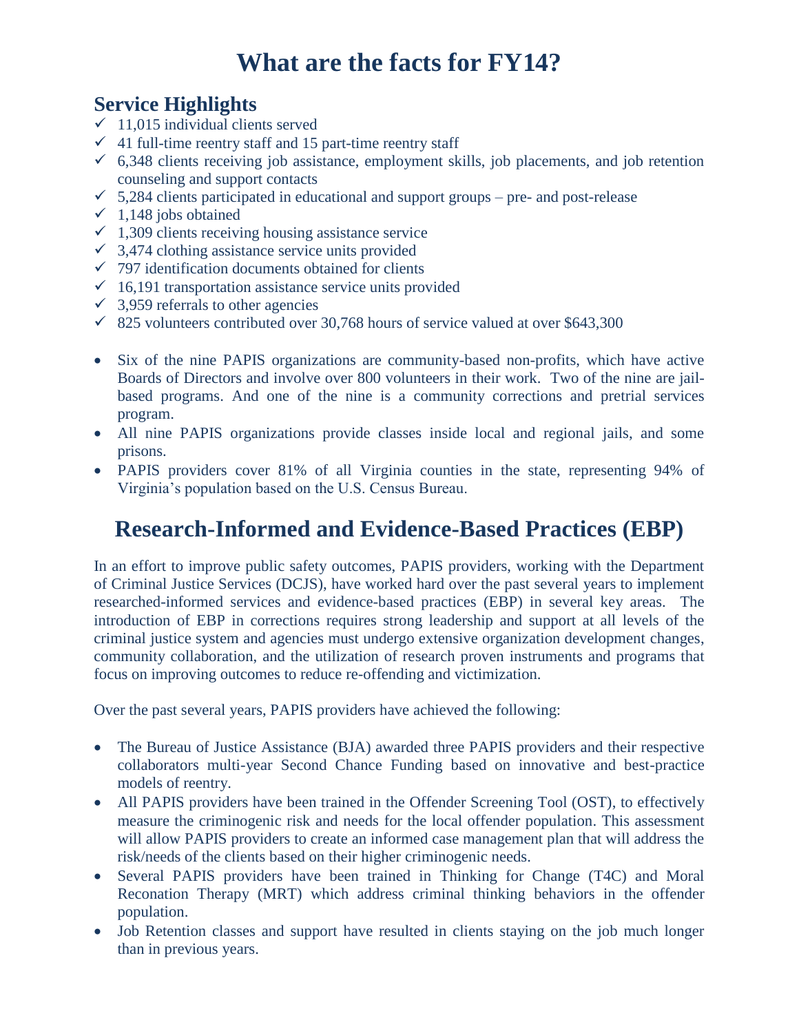# What are the facts for FY14?

## Service Highlights

- ✓ 11,015 individual clients served
- ✓ 41 full-time reentry staff and 15 part-time reentry staff
- ✓ 6,348 clients receiving job assistance, employment skills, job placements, and job retention counseling and support contacts
- ✓ 5,284 clients participated in educational and support groups – pre- and post-release
- ✓ 1,148 jobs obtained
- ✓ 1,309 clients receiving housing assistance service
- ✓ 3,474 clothing assistance service units provided
- ✓ 797 identification documents obtained for clients
- ✓ 16,191 transportation assistance service units provided
- ✓ 3,959 referrals to other agencies
- ✓ 825 volunteers contributed over 30,768 hours of service valued at over $643,300

- Six of the nine PAPIS organizations are community-based non-profits, which have active Boards of Directors and involve over 800 volunteers in their work. Two of the nine are jail-based programs. And one of the nine is a community corrections and pretrial services program.
- All nine PAPIS organizations provide classes inside local and regional jails, and some prisons.
- PAPIS providers cover 81% of all Virginia counties in the state, representing 94% of Virginia's population based on the U.S. Census Bureau.

# Research-Informed and Evidence-Based Practices (EBP)

In an effort to improve public safety outcomes, PAPIS providers, working with the Department of Criminal Justice Services (DCJS), have worked hard over the past several years to implement researched-informed services and evidence-based practices (EBP) in several key areas. The introduction of EBP in corrections requires strong leadership and support at all levels of the criminal justice system and agencies must undergo extensive organization development changes, community collaboration, and the utilization of research proven instruments and programs that focus on improving outcomes to reduce re-offending and victimization.

Over the past several years, PAPIS providers have achieved the following:

- The Bureau of Justice Assistance (BJA) awarded three PAPIS providers and their respective collaborators multi-year Second Chance Funding based on innovative and best-practice models of reentry.
- All PAPIS providers have been trained in the Offender Screening Tool (OST), to effectively measure the criminogenic risk and needs for the local offender population. This assessment will allow PAPIS providers to create an informed case management plan that will address the risk/needs of the clients based on their higher criminogenic needs.
- Several PAPIS providers have been trained in Thinking for Change (T4C) and Moral Reconation Therapy (MRT) which address criminal thinking behaviors in the offender population.
- Job Retention classes and support have resulted in clients staying on the job much longer than in previous years.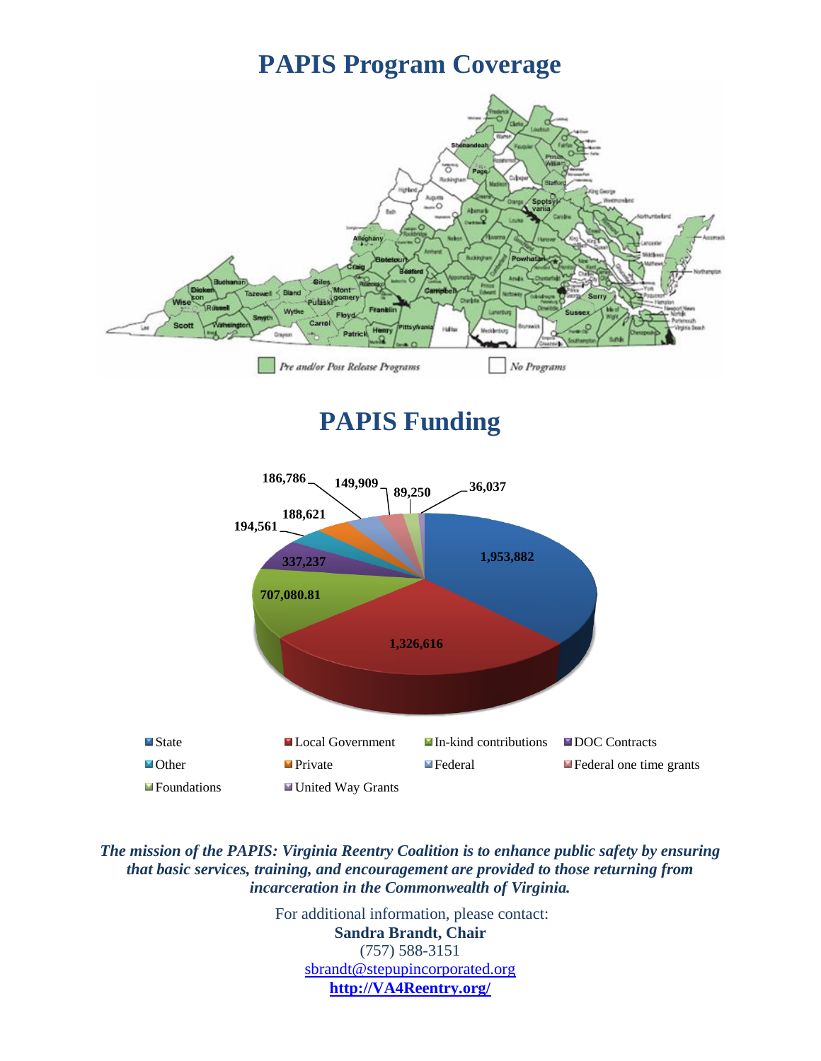# PAPIS Program Coverage

Pre and/or Post Release Programs    No Programs

# PAPIS Funding

| Source | Amount |
|---|---|
| State | 1,953,882 |
| Local Government | 1,326,616 |
| In-kind contributions | 707,080.81 |
| DOC Contracts | 337,237 |
| Other | 194,561 |
| Private | 188,621 |
| Federal | 186,786 |
| Federal one time grants | 149,909 |
| Foundations | 89,250 |
| United Way Grants | 36,037 |

***The mission of the PAPIS: Virginia Reentry Coalition is to enhance public safety by ensuring that basic services, training, and encouragement are provided to those returning from incarceration in the Commonwealth of Virginia.***

For additional information, please contact:
**Sandra Brandt, Chair**
(757) 588-3151
sbrandt@stepupincorporated.org
**http://VA4Reentry.org/**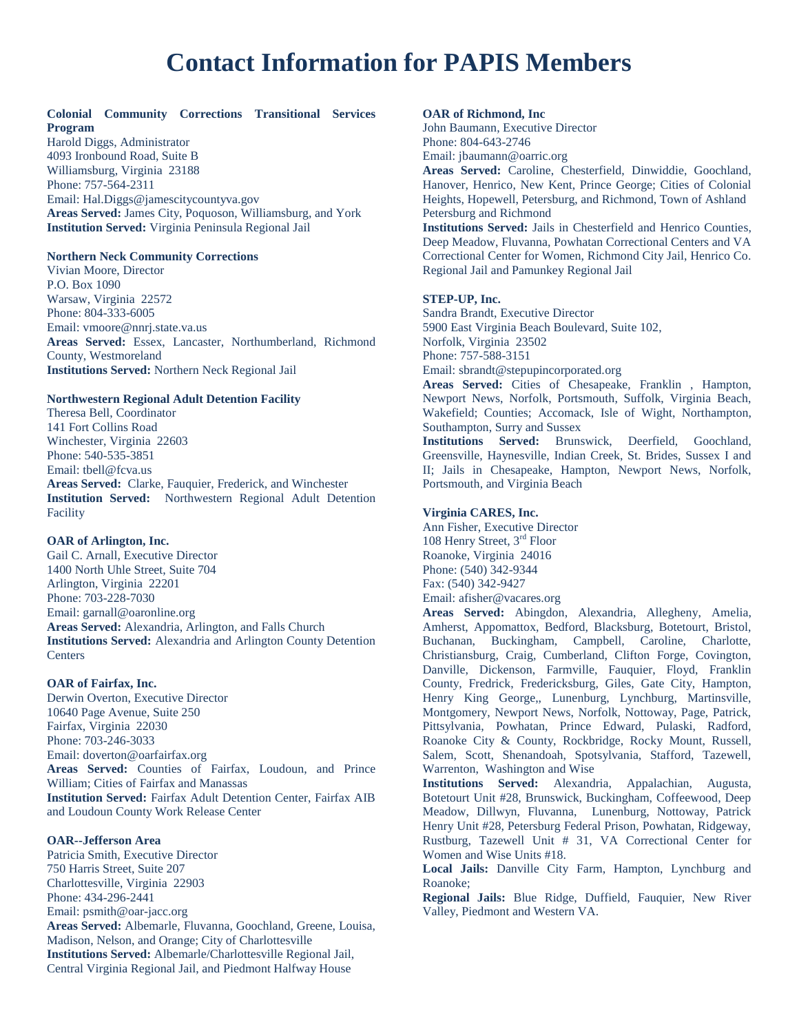# Contact Information for PAPIS Members

**Colonial Community Corrections Transitional Services Program**
Harold Diggs, Administrator
4093 Ironbound Road, Suite B
Williamsburg, Virginia 23188
Phone: 757-564-2311
Email: Hal.Diggs@jamescitycountyva.gov
**Areas Served:** James City, Poquoson, Williamsburg, and York
**Institution Served:** Virginia Peninsula Regional Jail

**Northern Neck Community Corrections**
Vivian Moore, Director
P.O. Box 1090
Warsaw, Virginia 22572
Phone: 804-333-6005
Email: vmoore@nnrj.state.va.us
**Areas Served:** Essex, Lancaster, Northumberland, Richmond County, Westmoreland
**Institutions Served:** Northern Neck Regional Jail

**Northwestern Regional Adult Detention Facility**
Theresa Bell, Coordinator
141 Fort Collins Road
Winchester, Virginia 22603
Phone: 540-535-3851
Email: tbell@fcva.us
**Areas Served:** Clarke, Fauquier, Frederick, and Winchester
**Institution Served:** Northwestern Regional Adult Detention Facility

**OAR of Arlington, Inc.**
Gail C. Arnall, Executive Director
1400 North Uhle Street, Suite 704
Arlington, Virginia 22201
Phone: 703-228-7030
Email: garnall@oaronline.org
**Areas Served:** Alexandria, Arlington, and Falls Church
**Institutions Served:** Alexandria and Arlington County Detention Centers

**OAR of Fairfax, Inc.**
Derwin Overton, Executive Director
10640 Page Avenue, Suite 250
Fairfax, Virginia 22030
Phone: 703-246-3033
Email: doverton@oarfairfax.org
**Areas Served:** Counties of Fairfax, Loudoun, and Prince William; Cities of Fairfax and Manassas
**Institution Served:** Fairfax Adult Detention Center, Fairfax AIB and Loudoun County Work Release Center

**OAR--Jefferson Area**
Patricia Smith, Executive Director
750 Harris Street, Suite 207
Charlottesville, Virginia 22903
Phone: 434-296-2441
Email: psmith@oar-jacc.org
**Areas Served:** Albemarle, Fluvanna, Goochland, Greene, Louisa, Madison, Nelson, and Orange; City of Charlottesville
**Institutions Served:** Albemarle/Charlottesville Regional Jail, Central Virginia Regional Jail, and Piedmont Halfway House

**OAR of Richmond, Inc**
John Baumann, Executive Director
Phone: 804-643-2746
Email: jbaumann@oarric.org
**Areas Served:** Caroline, Chesterfield, Dinwiddie, Goochland, Hanover, Henrico, New Kent, Prince George; Cities of Colonial Heights, Hopewell, Petersburg, and Richmond, Town of Ashland Petersburg and Richmond
**Institutions Served:** Jails in Chesterfield and Henrico Counties, Deep Meadow, Fluvanna, Powhatan Correctional Centers and VA Correctional Center for Women, Richmond City Jail, Henrico Co. Regional Jail and Pamunkey Regional Jail

**STEP-UP, Inc.**
Sandra Brandt, Executive Director
5900 East Virginia Beach Boulevard, Suite 102,
Norfolk, Virginia 23502
Phone: 757-588-3151
Email: sbrandt@stepupincorporated.org
**Areas Served:** Cities of Chesapeake, Franklin , Hampton, Newport News, Norfolk, Portsmouth, Suffolk, Virginia Beach, Wakefield; Counties; Accomack, Isle of Wight, Northampton, Southampton, Surry and Sussex
**Institutions Served:** Brunswick, Deerfield, Goochland, Greensville, Haynesville, Indian Creek, St. Brides, Sussex I and II; Jails in Chesapeake, Hampton, Newport News, Norfolk, Portsmouth, and Virginia Beach

**Virginia CARES, Inc.**
Ann Fisher, Executive Director
108 Henry Street, 3rd Floor
Roanoke, Virginia 24016
Phone: (540) 342-9344
Fax: (540) 342-9427
Email: afisher@vacares.org
**Areas Served:** Abingdon, Alexandria, Allegheny, Amelia, Amherst, Appomattox, Bedford, Blacksburg, Botetourt, Bristol, Buchanan, Buckingham, Campbell, Caroline, Charlotte, Christiansburg, Craig, Cumberland, Clifton Forge, Covington, Danville, Dickenson, Farmville, Fauquier, Floyd, Franklin County, Fredrick, Fredericksburg, Giles, Gate City, Hampton, Henry King George,, Lunenburg, Lynchburg, Martinsville, Montgomery, Newport News, Norfolk, Nottoway, Page, Patrick, Pittsylvania, Powhatan, Prince Edward, Pulaski, Radford, Roanoke City & County, Rockbridge, Rocky Mount, Russell, Salem, Scott, Shenandoah, Spotsylvania, Stafford, Tazewell, Warrenton, Washington and Wise
**Institutions Served:** Alexandria, Appalachian, Augusta, Botetourt Unit #28, Brunswick, Buckingham, Coffeewood, Deep Meadow, Dillwyn, Fluvanna, Lunenburg, Nottoway, Patrick Henry Unit #28, Petersburg Federal Prison, Powhatan, Ridgeway, Rustburg, Tazewell Unit # 31, VA Correctional Center for Women and Wise Units #18.
**Local Jails:** Danville City Farm, Hampton, Lynchburg and Roanoke;
**Regional Jails:** Blue Ridge, Duffield, Fauquier, New River Valley, Piedmont and Western VA.